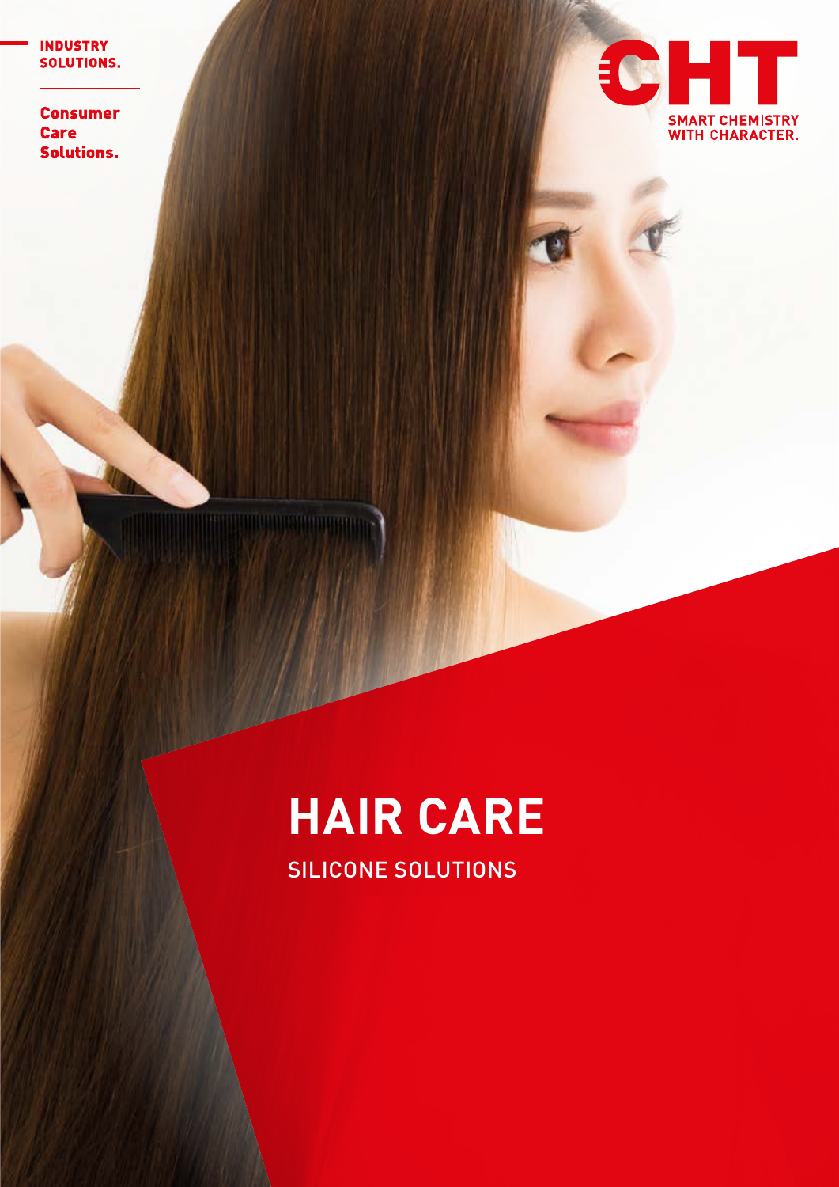INDUSTRY SOLUTIONS.

Consumer Care Solutions.

CHT

SMART CHEMISTRY WITH CHARACTER.

# HAIR CARE

## SILICONE SOLUTIONS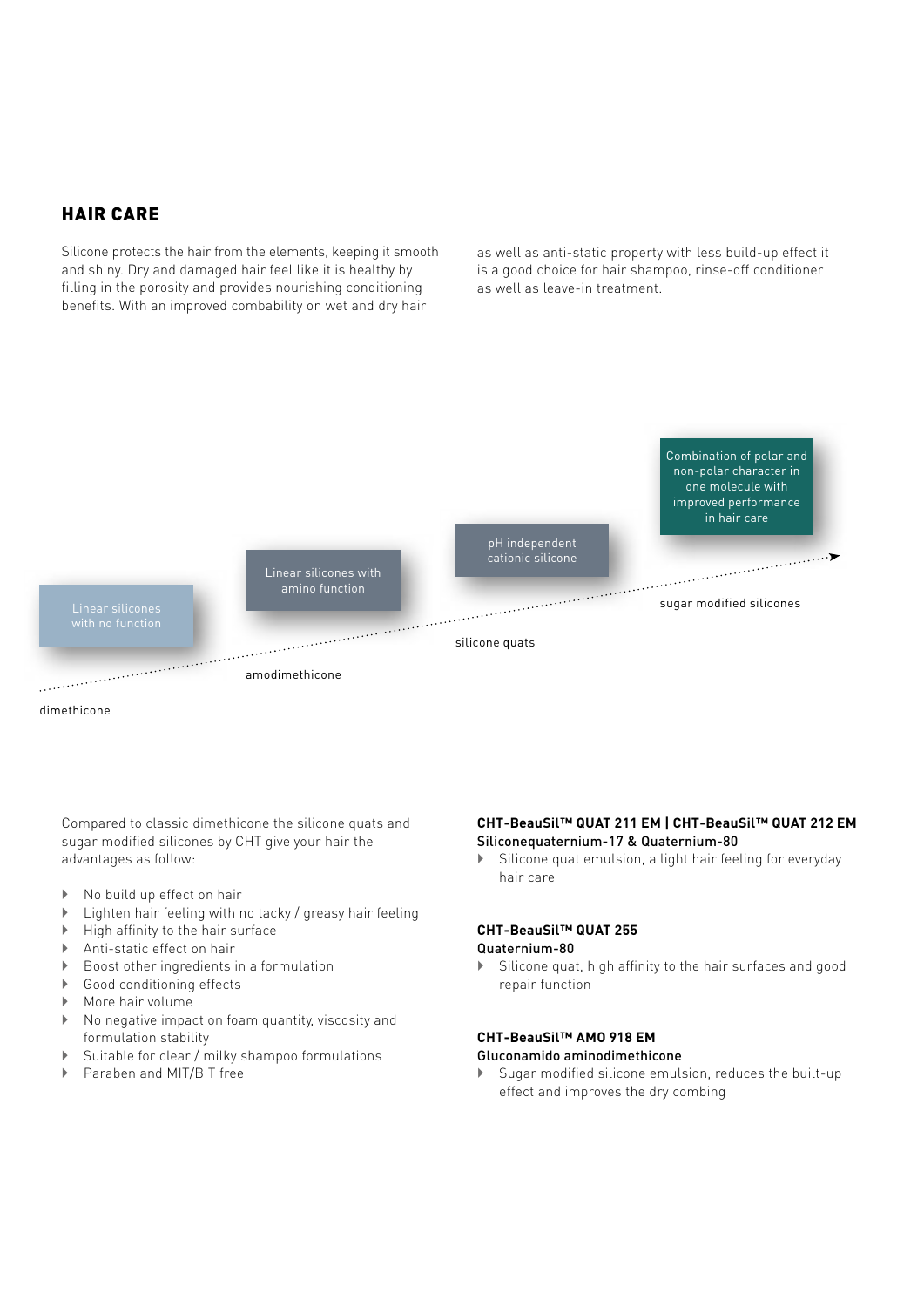## HAIR CARE

Silicone protects the hair from the elements, keeping it smooth and shiny. Dry and damaged hair feel like it is healthy by filling in the porosity and provides nourishing conditioning benefits. With an improved combability on wet and dry hair as well as anti-static property with less build-up effect it is a good choice for hair shampoo, rinse-off conditioner as well as leave-in treatment.

Linear silicones with no function

dimethicone

Linear silicones with amino function

amodimethicone

pH independent cationic silicone

silicone quats

Combination of polar and non-polar character in one molecule with improved performance in hair care

sugar modified silicones

Compared to classic dimethicone the silicone quats and sugar modified silicones by CHT give your hair the advantages as follow:

- No build up effect on hair
- Lighten hair feeling with no tacky / greasy hair feeling
- High affinity to the hair surface
- Anti-static effect on hair
- Boost other ingredients in a formulation
- Good conditioning effects
- More hair volume
- No negative impact on foam quantity, viscosity and formulation stability
- Suitable for clear / milky shampoo formulations
- Paraben and MIT/BIT free

**CHT-BeauSil™ QUAT 211 EM | CHT-BeauSil™ QUAT 212 EM**
Siliconequaternium-17 & Quaternium-80

- Silicone quat emulsion, a light hair feeling for everyday hair care

**CHT-BeauSil™ QUAT 255**
Quaternium-80

- Silicone quat, high affinity to the hair surfaces and good repair function

**CHT-BeauSil™ AMO 918 EM**
Gluconamido aminodimethicone

- Sugar modified silicone emulsion, reduces the built-up effect and improves the dry combing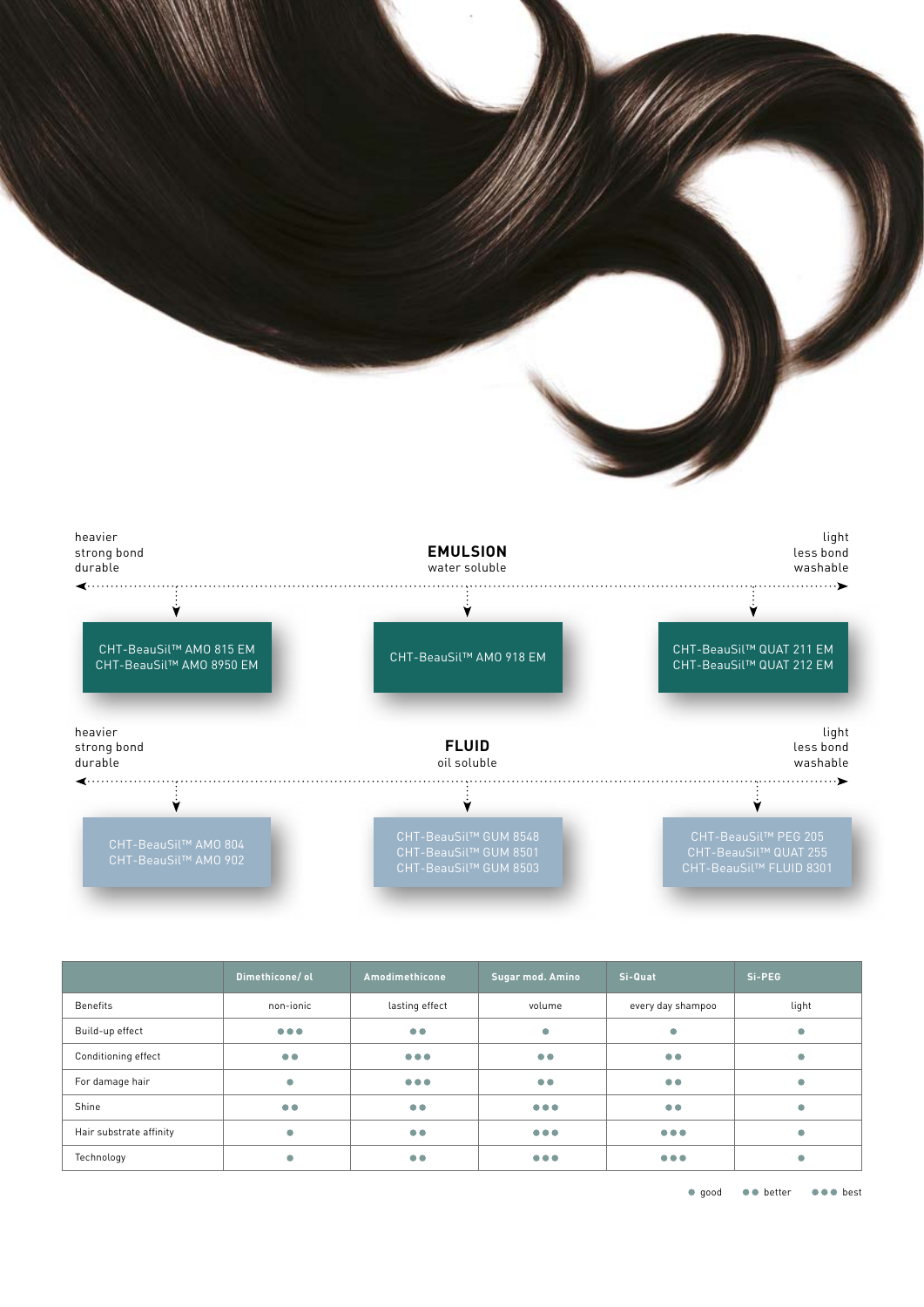heavier
strong bond
durable

## EMULSION

water soluble

light
less bond
washable

CHT-BeauSil™ AMO 815 EM
CHT-BeauSil™ AMO 8950 EM

CHT-BeauSil™ AMO 918 EM

CHT-BeauSil™ QUAT 211 EM
CHT-BeauSil™ QUAT 212 EM

heavier
strong bond
durable

## FLUID

oil soluble

light
less bond
washable

CHT-BeauSil™ AMO 804
CHT-BeauSil™ AMO 902

CHT-BeauSil™ GUM 8548
CHT-BeauSil™ GUM 8501
CHT-BeauSil™ GUM 8503

CHT-BeauSil™ PEG 205
CHT-BeauSil™ QUAT 255
CHT-BeauSil™ FLUID 8301

| | Dimethicone/ ol | Amodimethicone | Sugar mod. Amino | Si-Quat | Si-PEG |
|---|---|---|---|---|---|
| Benefits | non-ionic | lasting effect | volume | every day shampoo | light |
| Build-up effect | ●●● | ●● | ● | ● | ● |
| Conditioning effect | ●● | ●●● | ●● | ●● | ● |
| For damage hair | ● | ●●● | ●● | ●● | ● |
| Shine | ●● | ●● | ●●● | ●● | ● |
| Hair substrate affinity | ● | ●● | ●●● | ●●● | ● |
| Technology | ● | ●● | ●●● | ●●● | ● |

● good ●● better ●●● best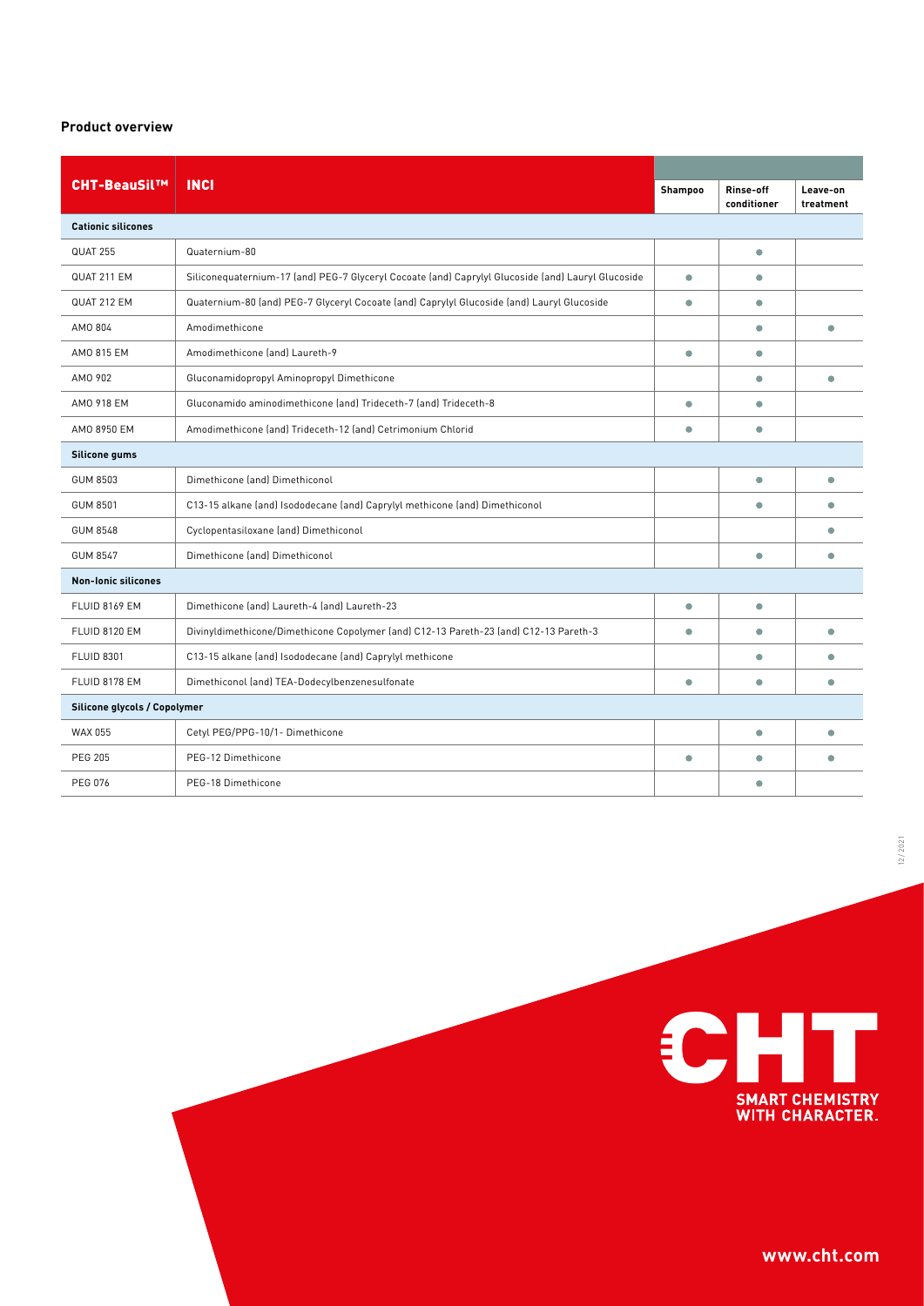## Product overview

| CHT-BeauSil™ | INCI | Shampoo | Rinse-off conditioner | Leave-on treatment |
|---|---|---|---|---|
| **Cationic silicones** | | | | |
| QUAT 255 | Quaternium-80 | | ● | |
| QUAT 211 EM | Siliconequaternium-17 (and) PEG-7 Glyceryl Cocoate (and) Caprylyl Glucoside (and) Lauryl Glucoside | ● | ● | |
| QUAT 212 EM | Quaternium-80 (and) PEG-7 Glyceryl Cocoate (and) Caprylyl Glucoside (and) Lauryl Glucoside | ● | ● | |
| AMO 804 | Amodimethicone | | ● | ● |
| AMO 815 EM | Amodimethicone (and) Laureth-9 | ● | ● | |
| AMO 902 | Gluconamidopropyl Aminopropyl Dimethicone | | ● | ● |
| AMO 918 EM | Gluconamido aminodimethicone (and) Trideceth-7 (and) Trideceth-8 | ● | ● | |
| AMO 8950 EM | Amodimethicone (and) Trideceth-12 (and) Cetrimonium Chlorid | ● | ● | |
| **Silicone gums** | | | | |
| GUM 8503 | Dimethicone (and) Dimethiconol | | ● | ● |
| GUM 8501 | C13-15 alkane (and) Isododecane (and) Caprylyl methicone (and) Dimethiconol | | ● | ● |
| GUM 8548 | Cyclopentasiloxane (and) Dimethiconol | | | ● |
| GUM 8547 | Dimethicone (and) Dimethiconol | | ● | ● |
| **Non-Ionic silicones** | | | | |
| FLUID 8169 EM | Dimethicone (and) Laureth-4 (and) Laureth-23 | ● | ● | |
| FLUID 8120 EM | Divinyldimethicone/Dimethicone Copolymer (and) C12-13 Pareth-23 (and) C12-13 Pareth-3 | ● | ● | ● |
| FLUID 8301 | C13-15 alkane (and) Isododecane (and) Caprylyl methicone | | ● | ● |
| FLUID 8178 EM | Dimethiconol (and) TEA-Dodecylbenzenesulfonate | ● | ● | ● |
| **Silicone glycols / Copolymer** | | | | |
| WAX 055 | Cetyl PEG/PPG-10/1- Dimethicone | | ● | ● |
| PEG 205 | PEG-12 Dimethicone | ● | ● | ● |
| PEG 076 | PEG-18 Dimethicone | | ● | |

12/2021

CHT

SMART CHEMISTRY WITH CHARACTER.

www.cht.com